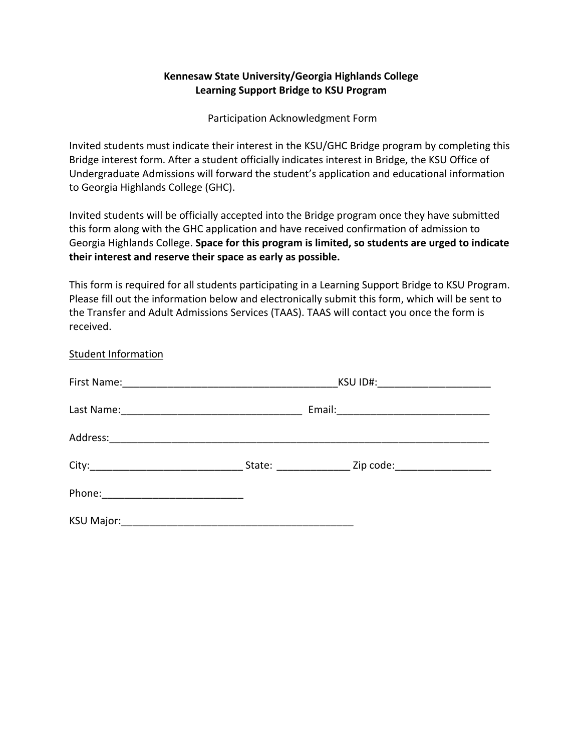**Kennesaw State University/Georgia Highlands College**
**Learning Support Bridge to KSU Program**

Participation Acknowledgment Form

Invited students must indicate their interest in the KSU/GHC Bridge program by completing this Bridge interest form. After a student officially indicates interest in Bridge, the KSU Office of Undergraduate Admissions will forward the student's application and educational information to Georgia Highlands College (GHC).

Invited students will be officially accepted into the Bridge program once they have submitted this form along with the GHC application and have received confirmation of admission to Georgia Highlands College. **Space for this program is limited, so students are urged to indicate their interest and reserve their space as early as possible.**

This form is required for all students participating in a Learning Support Bridge to KSU Program. Please fill out the information below and electronically submit this form, which will be sent to the Transfer and Adult Admissions Services (TAAS). TAAS will contact you once the form is received.

Student Information

First Name:______________________________________KSU ID#:____________________

Last Name:________________________________ Email:___________________________

Address:_____________________________________________________________________

City:___________________________ State: _____________ Zip code:_________________

Phone:_________________________

KSU Major:_________________________________________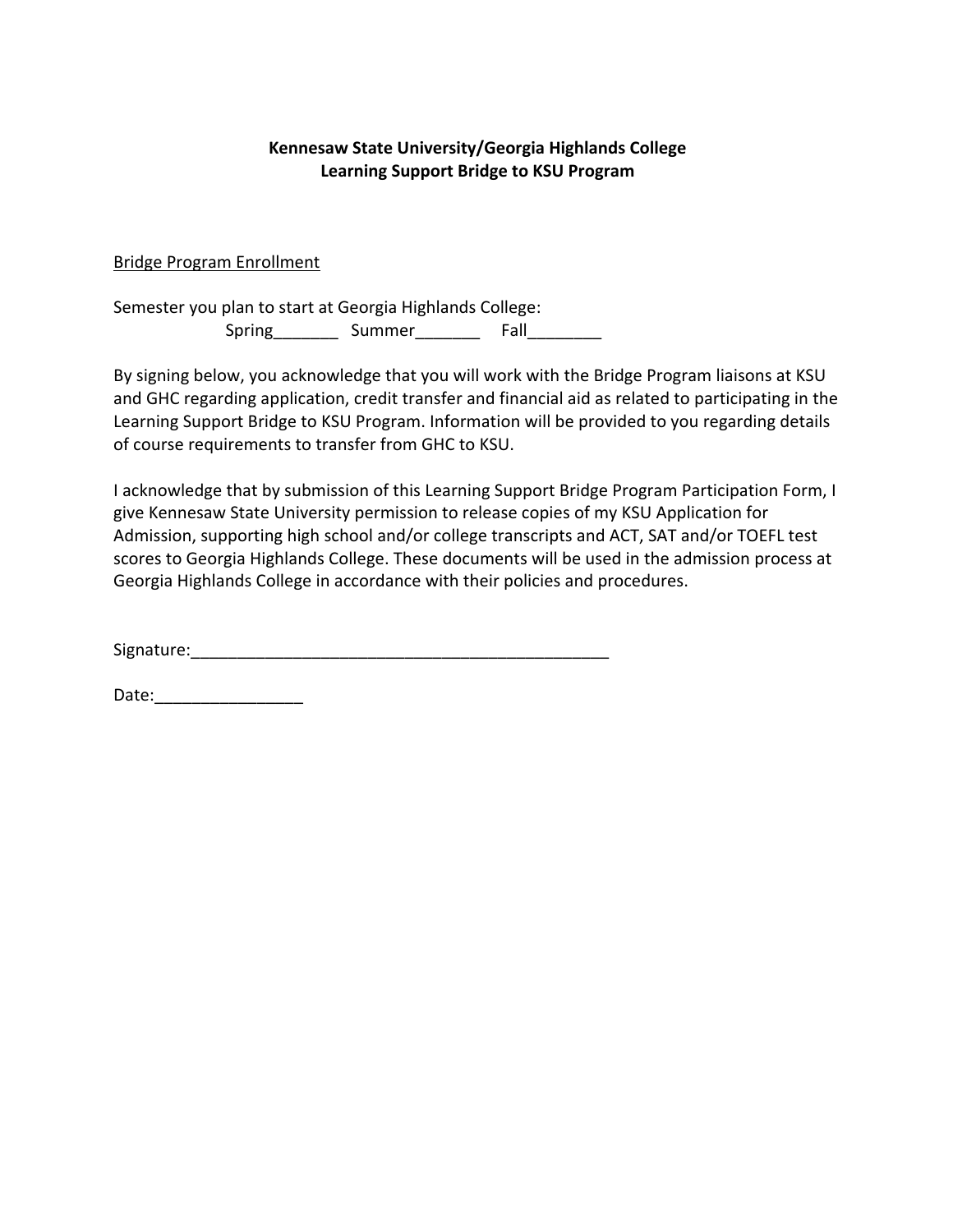**Kennesaw State University/Georgia Highlands College**
**Learning Support Bridge to KSU Program**

Bridge Program Enrollment

Semester you plan to start at Georgia Highlands College:

Spring_______ Summer_______ Fall________

By signing below, you acknowledge that you will work with the Bridge Program liaisons at KSU and GHC regarding application, credit transfer and financial aid as related to participating in the Learning Support Bridge to KSU Program. Information will be provided to you regarding details of course requirements to transfer from GHC to KSU.

I acknowledge that by submission of this Learning Support Bridge Program Participation Form, I give Kennesaw State University permission to release copies of my KSU Application for Admission, supporting high school and/or college transcripts and ACT, SAT and/or TOEFL test scores to Georgia Highlands College. These documents will be used in the admission process at Georgia Highlands College in accordance with their policies and procedures.

Signature:_______________________________________________

Date:________________